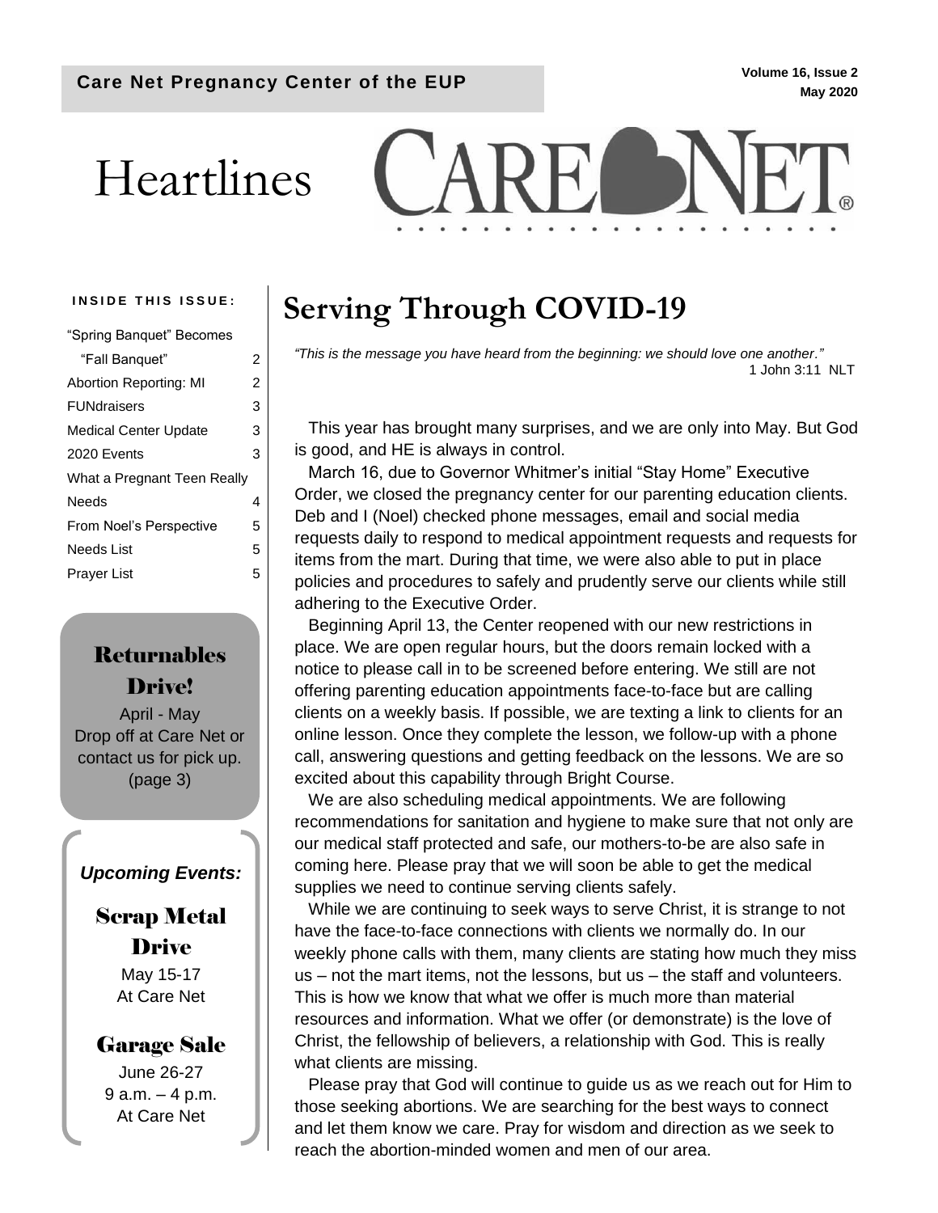**Care Net Pregnancy Center of the EUP**

Volume 16, Issue 2
May 2020

# Heartlines

CARE NET®

**INSIDE THIS ISSUE:**

| | |
|---|---|
| "Spring Banquet" Becomes "Fall Banquet" | 2 |
| Abortion Reporting: MI | 2 |
| FUNdraisers | 3 |
| Medical Center Update | 3 |
| 2020 Events | 3 |
| What a Pregnant Teen Really Needs | 4 |
| From Noel's Perspective | 5 |
| Needs List | 5 |
| Prayer List | 5 |

### Returnables Drive!

April - May
Drop off at Care Net or contact us for pick up.
(page 3)

***Upcoming Events:***

### Scrap Metal Drive

May 15-17
At Care Net

### Garage Sale

June 26-27
9 a.m. – 4 p.m.
At Care Net

# Serving Through COVID-19

*"This is the message you have heard from the beginning: we should love one another."*
1 John 3:11 NLT

This year has brought many surprises, and we are only into May. But God is good, and HE is always in control.

March 16, due to Governor Whitmer's initial "Stay Home" Executive Order, we closed the pregnancy center for our parenting education clients. Deb and I (Noel) checked phone messages, email and social media requests daily to respond to medical appointment requests and requests for items from the mart. During that time, we were also able to put in place policies and procedures to safely and prudently serve our clients while still adhering to the Executive Order.

Beginning April 13, the Center reopened with our new restrictions in place. We are open regular hours, but the doors remain locked with a notice to please call in to be screened before entering. We still are not offering parenting education appointments face-to-face but are calling clients on a weekly basis. If possible, we are texting a link to clients for an online lesson. Once they complete the lesson, we follow-up with a phone call, answering questions and getting feedback on the lessons. We are so excited about this capability through Bright Course.

We are also scheduling medical appointments. We are following recommendations for sanitation and hygiene to make sure that not only are our medical staff protected and safe, our mothers-to-be are also safe in coming here. Please pray that we will soon be able to get the medical supplies we need to continue serving clients safely.

While we are continuing to seek ways to serve Christ, it is strange to not have the face-to-face connections with clients we normally do. In our weekly phone calls with them, many clients are stating how much they miss us – not the mart items, not the lessons, but us – the staff and volunteers. This is how we know that what we offer is much more than material resources and information. What we offer (or demonstrate) is the love of Christ, the fellowship of believers, a relationship with God. This is really what clients are missing.

Please pray that God will continue to guide us as we reach out for Him to those seeking abortions. We are searching for the best ways to connect and let them know we care. Pray for wisdom and direction as we seek to reach the abortion-minded women and men of our area.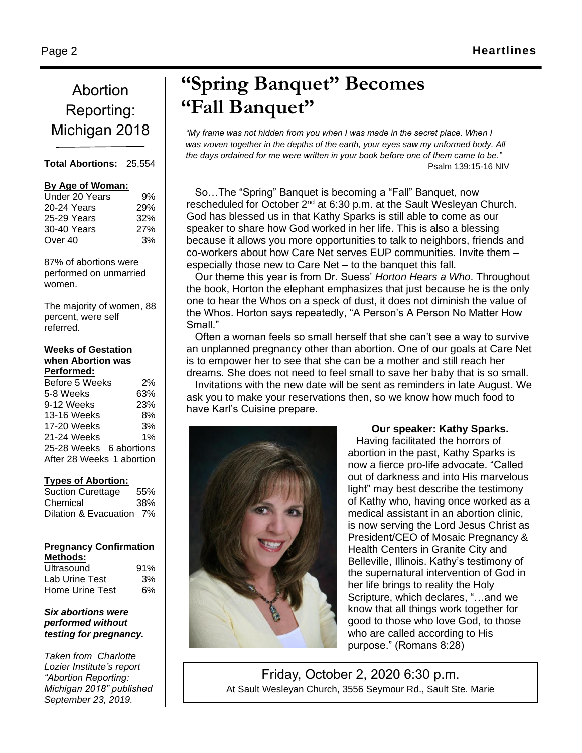# "Spring Banquet" Becomes "Fall Banquet"

*"My frame was not hidden from you when I was made in the secret place. When I was woven together in the depths of the earth, your eyes saw my unformed body. All the days ordained for me were written in your book before one of them came to be."*
Psalm 139:15-16 NIV

So…The "Spring" Banquet is becoming a "Fall" Banquet, now rescheduled for October 2nd at 6:30 p.m. at the Sault Wesleyan Church. God has blessed us in that Kathy Sparks is still able to come as our speaker to share how God worked in her life. This is also a blessing because it allows you more opportunities to talk to neighbors, friends and co-workers about how Care Net serves EUP communities. Invite them – especially those new to Care Net – to the banquet this fall.

Our theme this year is from Dr. Suess' *Horton Hears a Who*. Throughout the book, Horton the elephant emphasizes that just because he is the only one to hear the Whos on a speck of dust, it does not diminish the value of the Whos. Horton says repeatedly, "A Person's A Person No Matter How Small."

Often a woman feels so small herself that she can't see a way to survive an unplanned pregnancy other than abortion. One of our goals at Care Net is to empower her to see that she can be a mother and still reach her dreams. She does not need to feel small to save her baby that is so small.

Invitations with the new date will be sent as reminders in late August. We ask you to make your reservations then, so we know how much food to have Karl's Cuisine prepare.

**Our speaker: Kathy Sparks.**

Having facilitated the horrors of abortion in the past, Kathy Sparks is now a fierce pro-life advocate. "Called out of darkness and into His marvelous light" may best describe the testimony of Kathy who, having once worked as a medical assistant in an abortion clinic, is now serving the Lord Jesus Christ as President/CEO of Mosaic Pregnancy & Health Centers in Granite City and Belleville, Illinois. Kathy's testimony of the supernatural intervention of God in her life brings to reality the Holy Scripture, which declares, "…and we know that all things work together for good to those who love God, to those who are called according to His purpose." (Romans 8:28)

Friday, October 2, 2020 6:30 p.m.
At Sault Wesleyan Church, 3556 Seymour Rd., Sault Ste. Marie

## Abortion Reporting: Michigan 2018

**Total Abortions:** 25,554

**By Age of Woman:**

| | |
|---|---|
| Under 20 Years | 9% |
| 20-24 Years | 29% |
| 25-29 Years | 32% |
| 30-40 Years | 27% |
| Over 40 | 3% |

87% of abortions were performed on unmarried women.

The majority of women, 88 percent, were self referred.

**Weeks of Gestation when Abortion was Performed:**

| | |
|---|---|
| Before 5 Weeks | 2% |
| 5-8 Weeks | 63% |
| 9-12 Weeks | 23% |
| 13-16 Weeks | 8% |
| 17-20 Weeks | 3% |
| 21-24 Weeks | 1% |
| 25-28 Weeks | 6 abortions |
| After 28 Weeks | 1 abortion |

**Types of Abortion:**

| | |
|---|---|
| Suction Curettage | 55% |
| Chemical | 38% |
| Dilation & Evacuation | 7% |

**Pregnancy Confirmation Methods:**

| | |
|---|---|
| Ultrasound | 91% |
| Lab Urine Test | 3% |
| Home Urine Test | 6% |

***Six abortions were performed without testing for pregnancy.***

*Taken from Charlotte Lozier Institute's report "Abortion Reporting: Michigan 2018" published September 23, 2019.*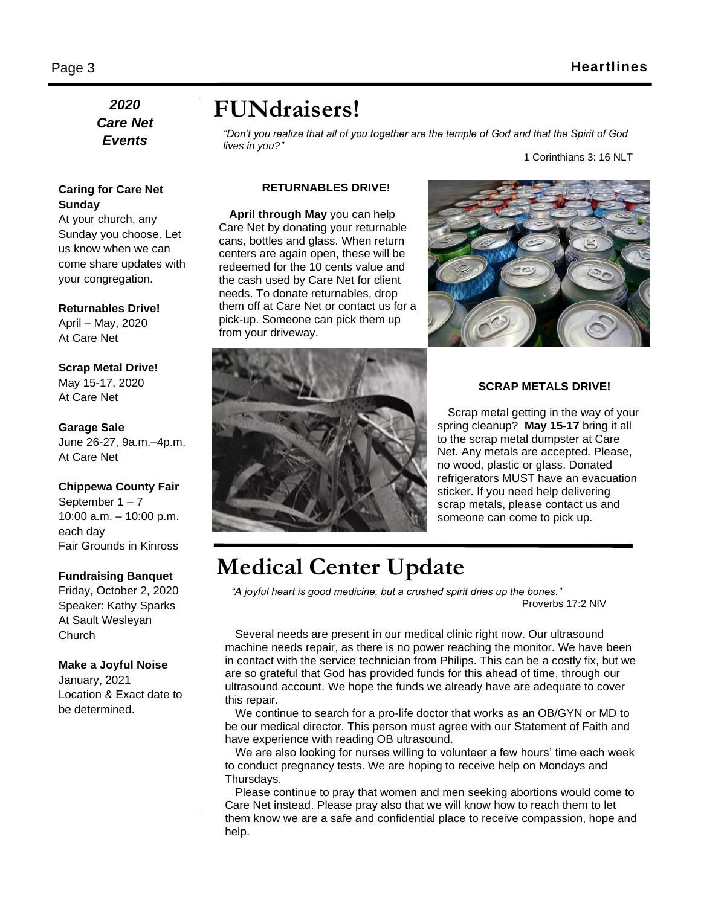***2020 Care Net Events***

**Caring for Care Net Sunday**
At your church, any Sunday you choose. Let us know when we can come share updates with your congregation.

**Returnables Drive!**
April – May, 2020
At Care Net

**Scrap Metal Drive!**
May 15-17, 2020
At Care Net

**Garage Sale**
June 26-27, 9a.m.–4p.m.
At Care Net

**Chippewa County Fair**
September 1 – 7
10:00 a.m. – 10:00 p.m. each day
Fair Grounds in Kinross

**Fundraising Banquet**
Friday, October 2, 2020
Speaker: Kathy Sparks
At Sault Wesleyan Church

**Make a Joyful Noise**
January, 2021
Location & Exact date to be determined.

# FUNdraisers!

*"Don't you realize that all of you together are the temple of God and that the Spirit of God lives in you?"*

1 Corinthians 3: 16 NLT

**RETURNABLES DRIVE!**

**April through May** you can help Care Net by donating your returnable cans, bottles and glass. When return centers are again open, these will be redeemed for the 10 cents value and the cash used by Care Net for client needs. To donate returnables, drop them off at Care Net or contact us for a pick-up. Someone can pick them up from your driveway.

**SCRAP METALS DRIVE!**

Scrap metal getting in the way of your spring cleanup? **May 15-17** bring it all to the scrap metal dumpster at Care Net. Any metals are accepted. Please, no wood, plastic or glass. Donated refrigerators MUST have an evacuation sticker. If you need help delivering scrap metals, please contact us and someone can come to pick up.

# Medical Center Update

*"A joyful heart is good medicine, but a crushed spirit dries up the bones."*

Proverbs 17:2 NIV

Several needs are present in our medical clinic right now. Our ultrasound machine needs repair, as there is no power reaching the monitor. We have been in contact with the service technician from Philips. This can be a costly fix, but we are so grateful that God has provided funds for this ahead of time, through our ultrasound account. We hope the funds we already have are adequate to cover this repair.

We continue to search for a pro-life doctor that works as an OB/GYN or MD to be our medical director. This person must agree with our Statement of Faith and have experience with reading OB ultrasound.

We are also looking for nurses willing to volunteer a few hours' time each week to conduct pregnancy tests. We are hoping to receive help on Mondays and Thursdays.

Please continue to pray that women and men seeking abortions would come to Care Net instead. Please pray also that we will know how to reach them to let them know we are a safe and confidential place to receive compassion, hope and help.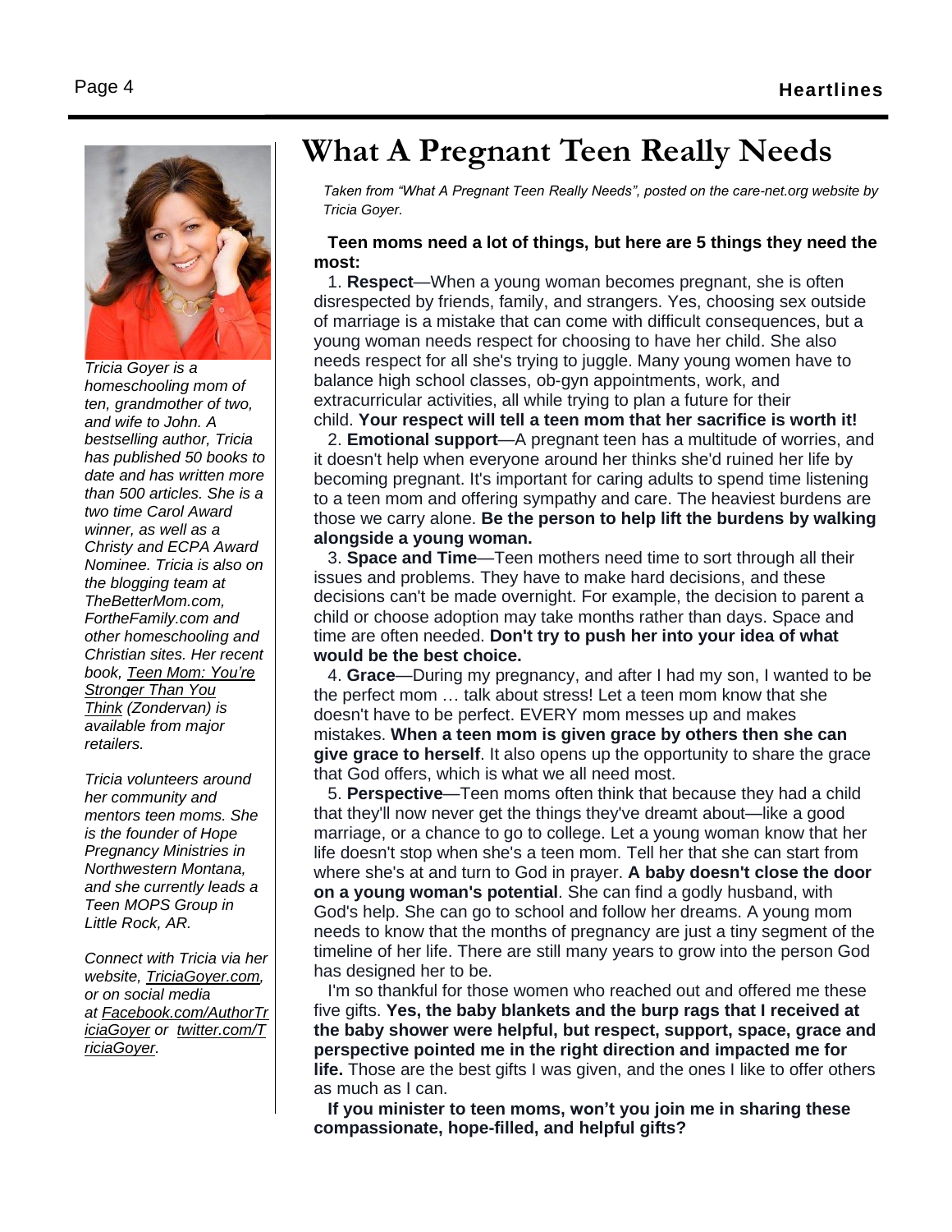# What A Pregnant Teen Really Needs

*Taken from "What A Pregnant Teen Really Needs", posted on the care-net.org website by Tricia Goyer.*

**Teen moms need a lot of things, but here are 5 things they need the most:**

1. **Respect**—When a young woman becomes pregnant, she is often disrespected by friends, family, and strangers. Yes, choosing sex outside of marriage is a mistake that can come with difficult consequences, but a young woman needs respect for choosing to have her child. She also needs respect for all she's trying to juggle. Many young women have to balance high school classes, ob-gyn appointments, work, and extracurricular activities, all while trying to plan a future for their child. **Your respect will tell a teen mom that her sacrifice is worth it!**

2. **Emotional support**—A pregnant teen has a multitude of worries, and it doesn't help when everyone around her thinks she'd ruined her life by becoming pregnant. It's important for caring adults to spend time listening to a teen mom and offering sympathy and care. The heaviest burdens are those we carry alone. **Be the person to help lift the burdens by walking alongside a young woman.**

3. **Space and Time**—Teen mothers need time to sort through all their issues and problems. They have to make hard decisions, and these decisions can't be made overnight. For example, the decision to parent a child or choose adoption may take months rather than days. Space and time are often needed. **Don't try to push her into your idea of what would be the best choice.**

4. **Grace**—During my pregnancy, and after I had my son, I wanted to be the perfect mom … talk about stress! Let a teen mom know that she doesn't have to be perfect. EVERY mom messes up and makes mistakes. **When a teen mom is given grace by others then she can give grace to herself**. It also opens up the opportunity to share the grace that God offers, which is what we all need most.

5. **Perspective**—Teen moms often think that because they had a child that they'll now never get the things they've dreamt about—like a good marriage, or a chance to go to college. Let a young woman know that her life doesn't stop when she's a teen mom. Tell her that she can start from where she's at and turn to God in prayer. **A baby doesn't close the door on a young woman's potential**. She can find a godly husband, with God's help. She can go to school and follow her dreams. A young mom needs to know that the months of pregnancy are just a tiny segment of the timeline of her life. There are still many years to grow into the person God has designed her to be.

I'm so thankful for those women who reached out and offered me these five gifts. **Yes, the baby blankets and the burp rags that I received at the baby shower were helpful, but respect, support, space, grace and perspective pointed me in the right direction and impacted me for life.** Those are the best gifts I was given, and the ones I like to offer others as much as I can.

**If you minister to teen moms, won't you join me in sharing these compassionate, hope-filled, and helpful gifts?**

*Tricia Goyer is a homeschooling mom of ten, grandmother of two, and wife to John. A bestselling author, Tricia has published 50 books to date and has written more than 500 articles. She is a two time Carol Award winner, as well as a Christy and ECPA Award Nominee. Tricia is also on the blogging team at TheBetterMom.com, FortheFamily.com and other homeschooling and Christian sites. Her recent book, Teen Mom: You're Stronger Than You Think (Zondervan) is available from major retailers.*

*Tricia volunteers around her community and mentors teen moms. She is the founder of Hope Pregnancy Ministries in Northwestern Montana, and she currently leads a Teen MOPS Group in Little Rock, AR.*

*Connect with Tricia via her website, TriciaGoyer.com, or on social media at Facebook.com/AuthorTriciaGoyer or twitter.com/TriciaGoyer.*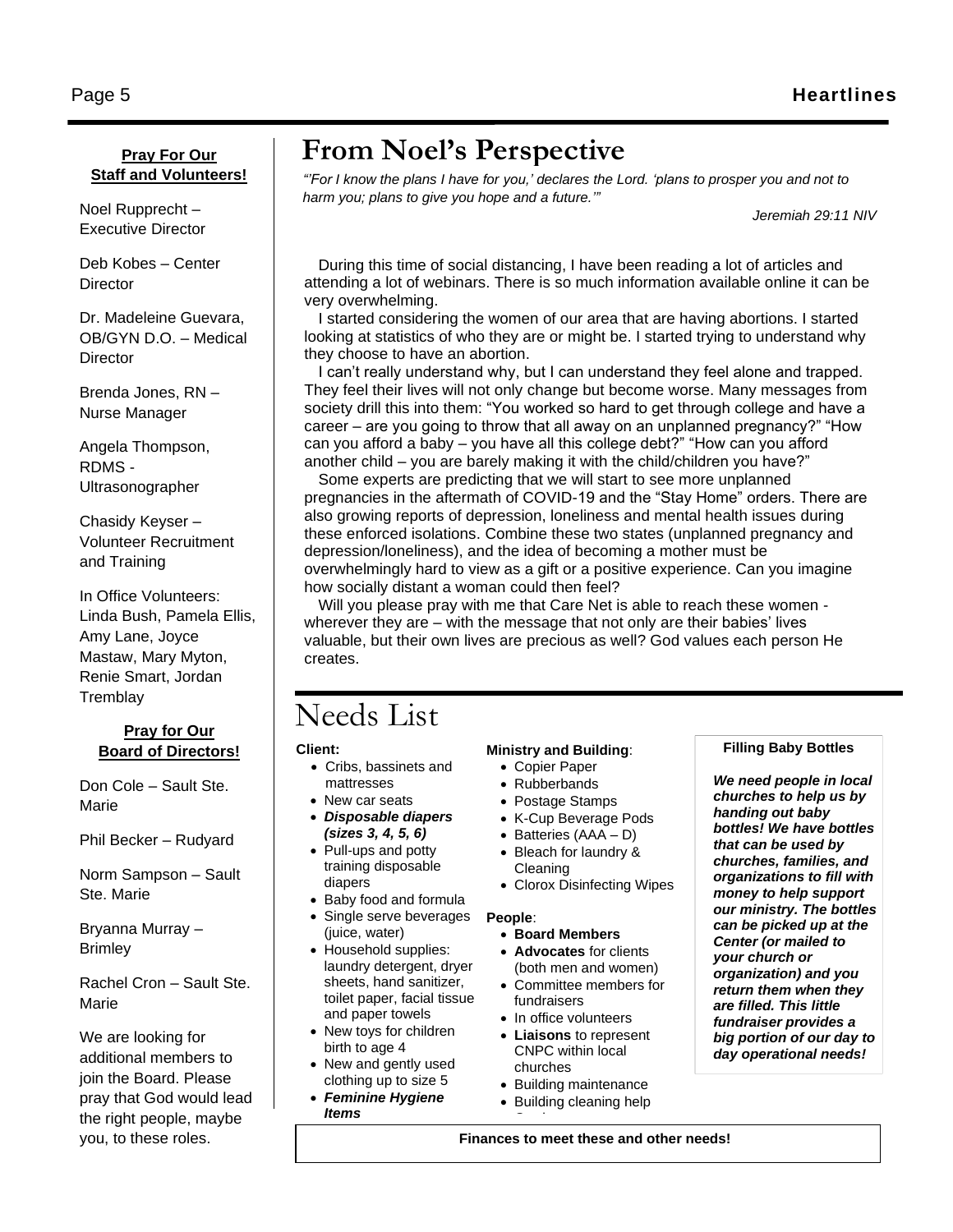**Pray For Our Staff and Volunteers!**

Noel Rupprecht – Executive Director

Deb Kobes – Center Director

Dr. Madeleine Guevara, OB/GYN D.O. – Medical Director

Brenda Jones, RN – Nurse Manager

Angela Thompson, RDMS - Ultrasonographer

Chasidy Keyser – Volunteer Recruitment and Training

In Office Volunteers: Linda Bush, Pamela Ellis, Amy Lane, Joyce Mastaw, Mary Myton, Renie Smart, Jordan Tremblay

**Pray for Our Board of Directors!**

Don Cole – Sault Ste. Marie

Phil Becker – Rudyard

Norm Sampson – Sault Ste. Marie

Bryanna Murray – Brimley

Rachel Cron – Sault Ste. Marie

We are looking for additional members to join the Board. Please pray that God would lead the right people, maybe you, to these roles.

# From Noel's Perspective

*"'For I know the plans I have for you,' declares the Lord. 'plans to prosper you and not to harm you; plans to give you hope and a future.'"*

*Jeremiah 29:11 NIV*

During this time of social distancing, I have been reading a lot of articles and attending a lot of webinars. There is so much information available online it can be very overwhelming.

I started considering the women of our area that are having abortions. I started looking at statistics of who they are or might be. I started trying to understand why they choose to have an abortion.

I can't really understand why, but I can understand they feel alone and trapped. They feel their lives will not only change but become worse. Many messages from society drill this into them: "You worked so hard to get through college and have a career – are you going to throw that all away on an unplanned pregnancy?" "How can you afford a baby – you have all this college debt?" "How can you afford another child – you are barely making it with the child/children you have?"

Some experts are predicting that we will start to see more unplanned pregnancies in the aftermath of COVID-19 and the "Stay Home" orders. There are also growing reports of depression, loneliness and mental health issues during these enforced isolations. Combine these two states (unplanned pregnancy and depression/loneliness), and the idea of becoming a mother must be overwhelmingly hard to view as a gift or a positive experience. Can you imagine how socially distant a woman could then feel?

Will you please pray with me that Care Net is able to reach these women - wherever they are – with the message that not only are their babies' lives valuable, but their own lives are precious as well? God values each person He creates.

# Needs List

**Client:**

- Cribs, bassinets and mattresses
- New car seats
- ***Disposable diapers (sizes 3, 4, 5, 6)***
- Pull-ups and potty training disposable diapers
- Baby food and formula
- Single serve beverages (juice, water)
- Household supplies: laundry detergent, dryer sheets, hand sanitizer, toilet paper, facial tissue and paper towels
- New toys for children birth to age 4
- New and gently used clothing up to size 5
- ***Feminine Hygiene Items***

**Ministry and Building**:

- Copier Paper
- Rubberbands
- Postage Stamps
- K-Cup Beverage Pods
- Batteries (AAA – D)
- Bleach for laundry & Cleaning
- Clorox Disinfecting Wipes

**People**:

- **Board Members**
- **Advocates** for clients (both men and women)
- Committee members for fundraisers
- In office volunteers
- **Liaisons** to represent CNPC within local churches
- Building maintenance
- Building cleaning help

**Filling Baby Bottles**

***We need people in local churches to help us by handing out baby bottles! We have bottles that can be used by churches, families, and organizations to fill with money to help support our ministry. The bottles can be picked up at the Center (or mailed to your church or organization) and you return them when they are filled. This little fundraiser provides a big portion of our day to day operational needs!***

**Finances to meet these and other needs!**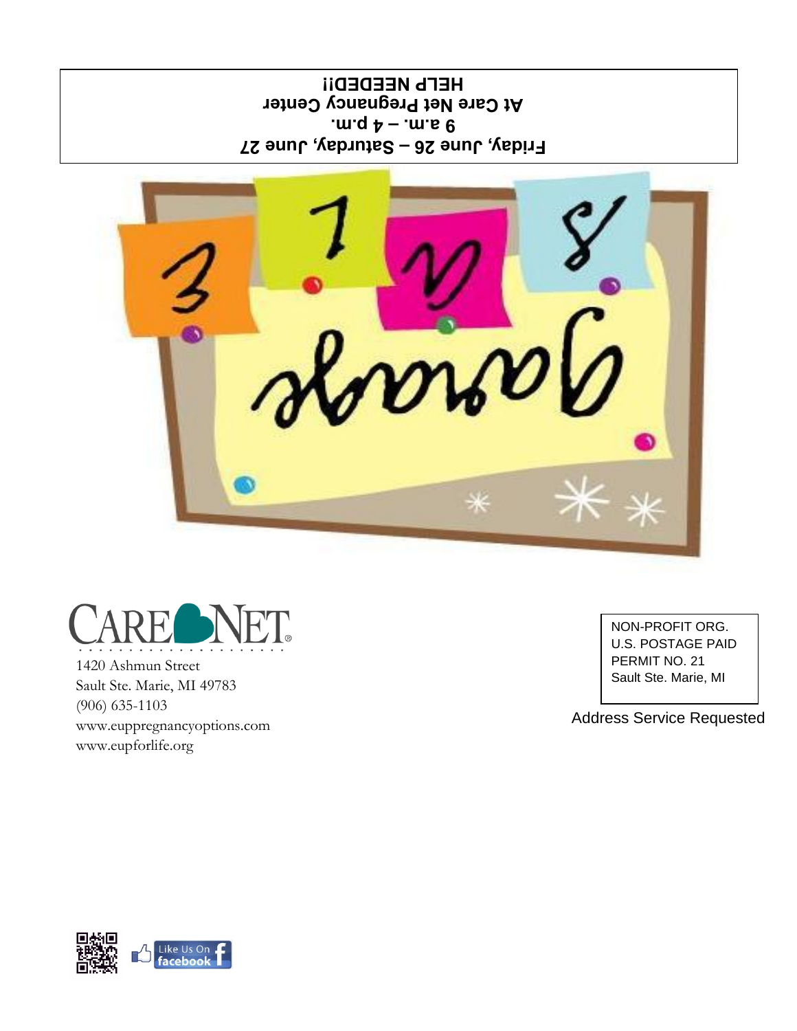Friday, June 26 – Saturday, June 27
9 a.m. – 4 p.m.
At Care Net Pregnancy Center
HELP NEEDED!!

Yard Sale
Garage

CARE NET®

1420 Ashmun Street
Sault Ste. Marie, MI 49783
(906) 635-1103
www.euppregnancyoptions.com
www.eupforlife.org

NON-PROFIT ORG.
U.S. POSTAGE PAID
PERMIT NO. 21
Sault Ste. Marie, MI

Address Service Requested

Like Us On facebook